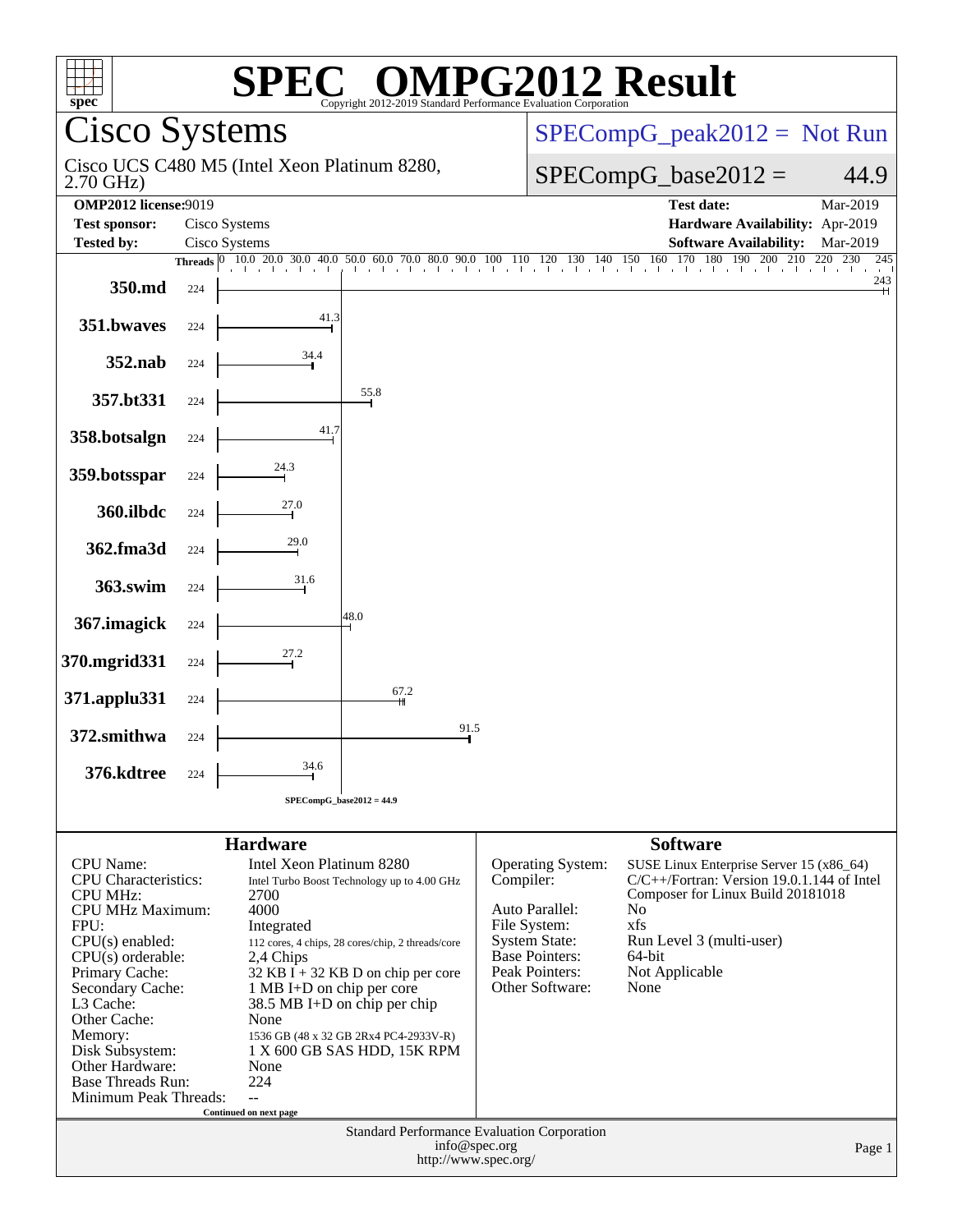# SPEC OMPG2012 Result

Copyright 2012-2019 Standard Performance Evaluation Corporation

## Cisco Systems

Cisco UCS C480 M5 (Intel Xeon Platinum 8280, 2.70 GHz)

SPECompG_peak2012 = Not Run

SPECompG_base2012 = 44.9

| | | | |
|---|---|---|---|
| **OMP2012 license:** | 9019 | **Test date:** | Mar-2019 |
| **Test sponsor:** | Cisco Systems | **Hardware Availability:** | Apr-2019 |
| **Tested by:** | Cisco Systems | **Software Availability:** | Mar-2019 |

| Benchmark | Threads | Base Ratio |
|---|---|---|
| 350.md | 224 | 243 |
| 351.bwaves | 224 | 41.3 |
| 352.nab | 224 | 34.4 |
| 357.bt331 | 224 | 55.8 |
| 358.botsalgn | 224 | 41.7 |
| 359.botsspar | 224 | 24.3 |
| 360.ilbdc | 224 | 27.0 |
| 362.fma3d | 224 | 29.0 |
| 363.swim | 224 | 31.6 |
| 367.imagick | 224 | 48.0 |
| 370.mgrid331 | 224 | 27.2 |
| 371.applu331 | 224 | 67.2 |
| 372.smithwa | 224 | 91.5 |
| 376.kdtree | 224 | 34.6 |

SPECompG_base2012 = 44.9

### Hardware

| | |
|---|---|
| CPU Name: | Intel Xeon Platinum 8280 |
| CPU Characteristics: | Intel Turbo Boost Technology up to 4.00 GHz |
| CPU MHz: | 2700 |
| CPU MHz Maximum: | 4000 |
| FPU: | Integrated |
| CPU(s) enabled: | 112 cores, 4 chips, 28 cores/chip, 2 threads/core |
| CPU(s) orderable: | 2,4 Chips |
| Primary Cache: | 32 KB I + 32 KB D on chip per core |
| Secondary Cache: | 1 MB I+D on chip per core |
| L3 Cache: | 38.5 MB I+D on chip per chip |
| Other Cache: | None |
| Memory: | 1536 GB (48 x 32 GB 2Rx4 PC4-2933V-R) |
| Disk Subsystem: | 1 X 600 GB SAS HDD, 15K RPM |
| Other Hardware: | None |
| Base Threads Run: | 224 |
| Minimum Peak Threads: | -- |

Continued on next page

### Software

| | |
|---|---|
| Operating System: | SUSE Linux Enterprise Server 15 (x86_64) |
| Compiler: | C/C++/Fortran: Version 19.0.1.144 of Intel Composer for Linux Build 20181018 |
| Auto Parallel: | No |
| File System: | xfs |
| System State: | Run Level 3 (multi-user) |
| Base Pointers: | 64-bit |
| Peak Pointers: | Not Applicable |
| Other Software: | None |

Standard Performance Evaluation Corporation
info@spec.org
http://www.spec.org/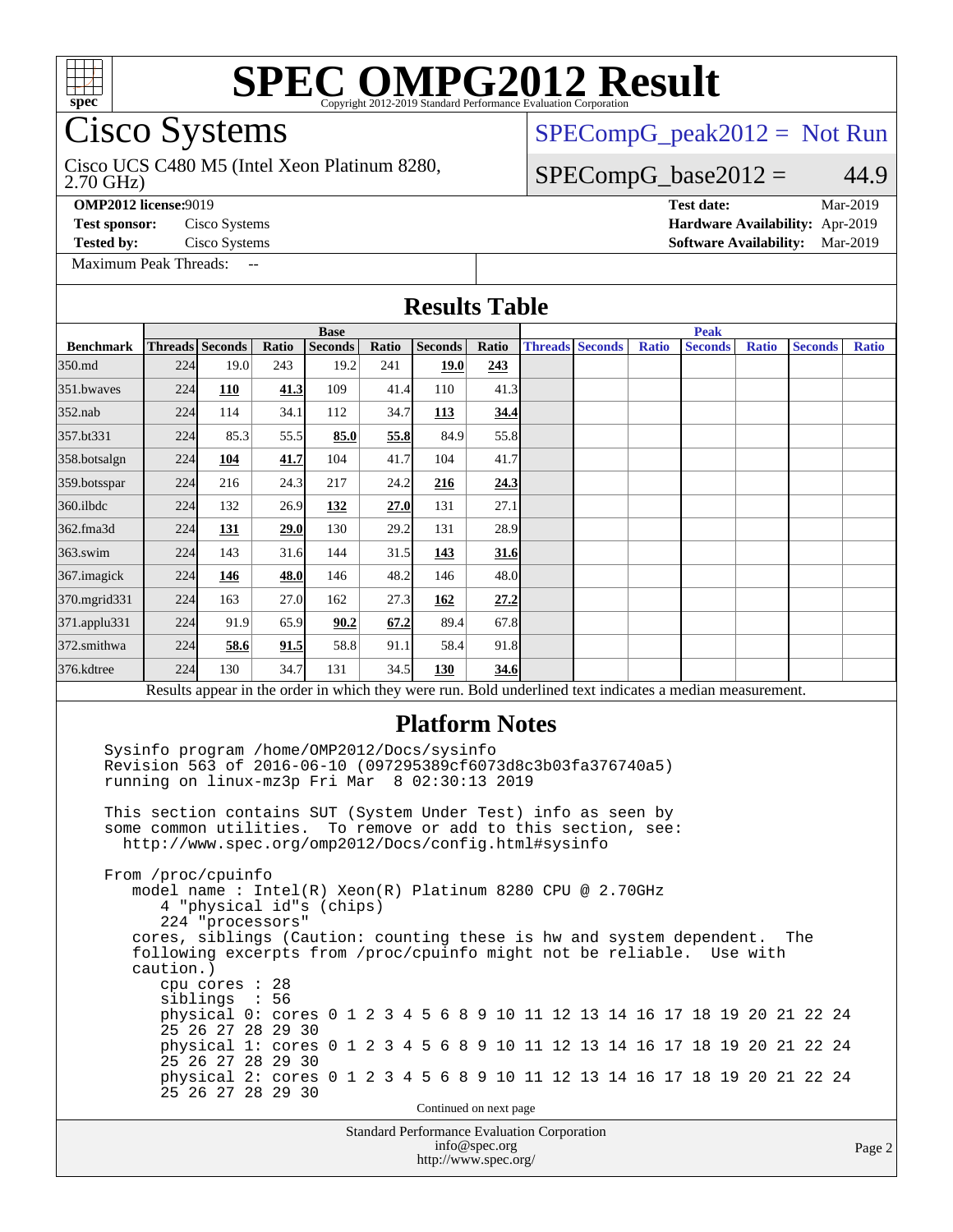# SPEC OMPG2012 Result

Copyright 2012-2019 Standard Performance Evaluation Corporation

## Cisco Systems

Cisco UCS C480 M5 (Intel Xeon Platinum 8280, 2.70 GHz)

SPECompG_peak2012 = Not Run

SPECompG_base2012 = 44.9

**OMP2012 license:** 9019
**Test sponsor:** Cisco Systems
**Tested by:** Cisco Systems
**Test date:** Mar-2019
**Hardware Availability:** Apr-2019
**Software Availability:** Mar-2019

Maximum Peak Threads: --

### Results Table

| | Base | | | | | | | Peak | | | | | | |
|---|---|---|---|---|---|---|---|---|---|---|---|---|---|---|
| **Benchmark** | **Threads** | **Seconds** | **Ratio** | **Seconds** | **Ratio** | **Seconds** | **Ratio** | **Threads** | **Seconds** | **Ratio** | **Seconds** | **Ratio** | **Seconds** | **Ratio** |
| 350.md | 224 | 19.0 | 243 | 19.2 | 241 | **19.0** | **243** | | | | | | | |
| 351.bwaves | 224 | **110** | **41.3** | 109 | 41.4 | 110 | 41.3 | | | | | | | |
| 352.nab | 224 | 114 | 34.1 | 112 | 34.7 | **113** | **34.4** | | | | | | | |
| 357.bt331 | 224 | 85.3 | 55.5 | **85.0** | **55.8** | 84.9 | 55.8 | | | | | | | |
| 358.botsalgn | 224 | **104** | **41.7** | 104 | 41.7 | 104 | 41.7 | | | | | | | |
| 359.botsspar | 224 | 216 | 24.3 | 217 | 24.2 | **216** | **24.3** | | | | | | | |
| 360.ilbdc | 224 | 132 | 26.9 | **132** | **27.0** | 131 | 27.1 | | | | | | | |
| 362.fma3d | 224 | **131** | **29.0** | 130 | 29.2 | 131 | 28.9 | | | | | | | |
| 363.swim | 224 | 143 | 31.6 | 144 | 31.5 | **143** | **31.6** | | | | | | | |
| 367.imagick | 224 | **146** | **48.0** | 146 | 48.2 | 146 | 48.0 | | | | | | | |
| 370.mgrid331 | 224 | 163 | 27.0 | 162 | 27.3 | **162** | **27.2** | | | | | | | |
| 371.applu331 | 224 | 91.9 | 65.9 | **90.2** | **67.2** | 89.4 | 67.8 | | | | | | | |
| 372.smithwa | 224 | **58.6** | **91.5** | 58.8 | 91.1 | 58.4 | 91.8 | | | | | | | |
| 376.kdtree | 224 | 130 | 34.7 | 131 | 34.5 | **130** | **34.6** | | | | | | | |

Results appear in the order in which they were run. Bold underlined text indicates a median measurement.

### Platform Notes

```
Sysinfo program /home/OMP2012/Docs/sysinfo
Revision 563 of 2016-06-10 (097295389cf6073d8c3b03fa376740a5)
running on linux-mz3p Fri Mar  8 02:30:13 2019

This section contains SUT (System Under Test) info as seen by
some common utilities.  To remove or add to this section, see:
  http://www.spec.org/omp2012/Docs/config.html#sysinfo

From /proc/cpuinfo
   model name : Intel(R) Xeon(R) Platinum 8280 CPU @ 2.70GHz
      4 "physical id"s (chips)
      224 "processors"
   cores, siblings (Caution: counting these is hw and system dependent.  The
   following excerpts from /proc/cpuinfo might not be reliable.  Use with
   caution.)
      cpu cores : 28
      siblings  : 56
      physical 0: cores 0 1 2 3 4 5 6 8 9 10 11 12 13 14 16 17 18 19 20 21 22 24
      25 26 27 28 29 30
      physical 1: cores 0 1 2 3 4 5 6 8 9 10 11 12 13 14 16 17 18 19 20 21 22 24
      25 26 27 28 29 30
      physical 2: cores 0 1 2 3 4 5 6 8 9 10 11 12 13 14 16 17 18 19 20 21 22 24
      25 26 27 28 29 30
```

Continued on next page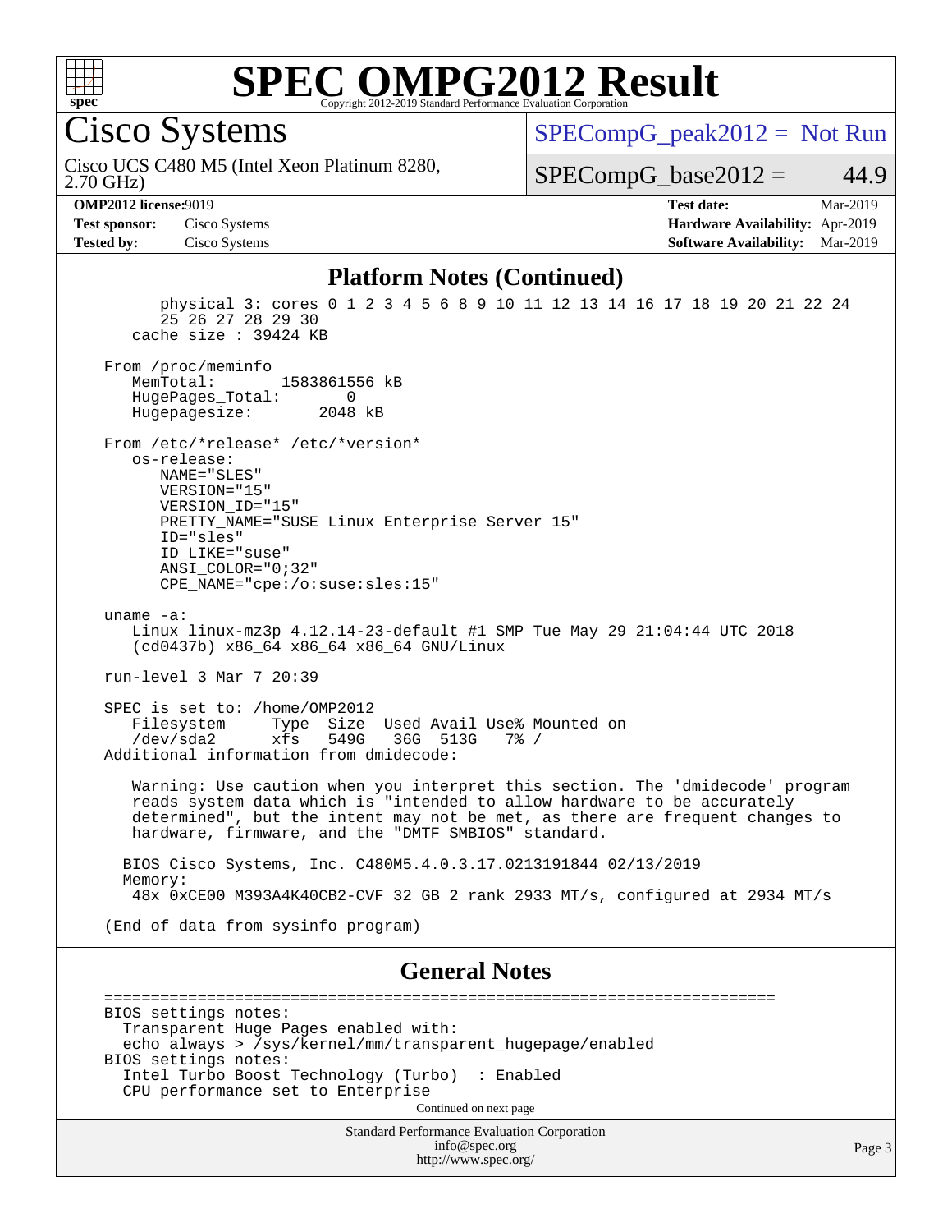# SPEC OMPG2012 Result

Copyright 2012-2019 Standard Performance Evaluation Corporation

## Cisco Systems

Cisco UCS C480 M5 (Intel Xeon Platinum 8280, 2.70 GHz)

SPECompG_peak2012 = Not Run

SPECompG_base2012 = 44.9

| | | | |
|---|---|---|---|
| **OMP2012 license:** | 9019 | **Test date:** | Mar-2019 |
| **Test sponsor:** | Cisco Systems | **Hardware Availability:** | Apr-2019 |
| **Tested by:** | Cisco Systems | **Software Availability:** | Mar-2019 |

### Platform Notes (Continued)

```
      physical 3: cores 0 1 2 3 4 5 6 8 9 10 11 12 13 14 16 17 18 19 20 21 22 24
      25 26 27 28 29 30
   cache size : 39424 KB

From /proc/meminfo
   MemTotal:       1583861556 kB
   HugePages_Total:       0
   Hugepagesize:       2048 kB

From /etc/*release* /etc/*version*
   os-release:
      NAME="SLES"
      VERSION="15"
      VERSION_ID="15"
      PRETTY_NAME="SUSE Linux Enterprise Server 15"
      ID="sles"
      ID_LIKE="suse"
      ANSI_COLOR="0;32"
      CPE_NAME="cpe:/o:suse:sles:15"

uname -a:
   Linux linux-mz3p 4.12.14-23-default #1 SMP Tue May 29 21:04:44 UTC 2018
   (cd0437b) x86_64 x86_64 x86_64 GNU/Linux

run-level 3 Mar 7 20:39

SPEC is set to: /home/OMP2012
   Filesystem     Type  Size  Used Avail Use% Mounted on
   /dev/sda2      xfs   549G   36G  513G   7% /
Additional information from dmidecode:

   Warning: Use caution when you interpret this section. The 'dmidecode' program
   reads system data which is "intended to allow hardware to be accurately
   determined", but the intent may not be met, as there are frequent changes to
   hardware, firmware, and the "DMTF SMBIOS" standard.

  BIOS Cisco Systems, Inc. C480M5.4.0.3.17.0213191844 02/13/2019
  Memory:
   48x 0xCE00 M393A4K40CB2-CVF 32 GB 2 rank 2933 MT/s, configured at 2934 MT/s

(End of data from sysinfo program)
```

### General Notes

```
========================================================================
BIOS settings notes:
  Transparent Huge Pages enabled with:
  echo always > /sys/kernel/mm/transparent_hugepage/enabled
BIOS settings notes:
  Intel Turbo Boost Technology (Turbo)  : Enabled
  CPU performance set to Enterprise
```

Continued on next page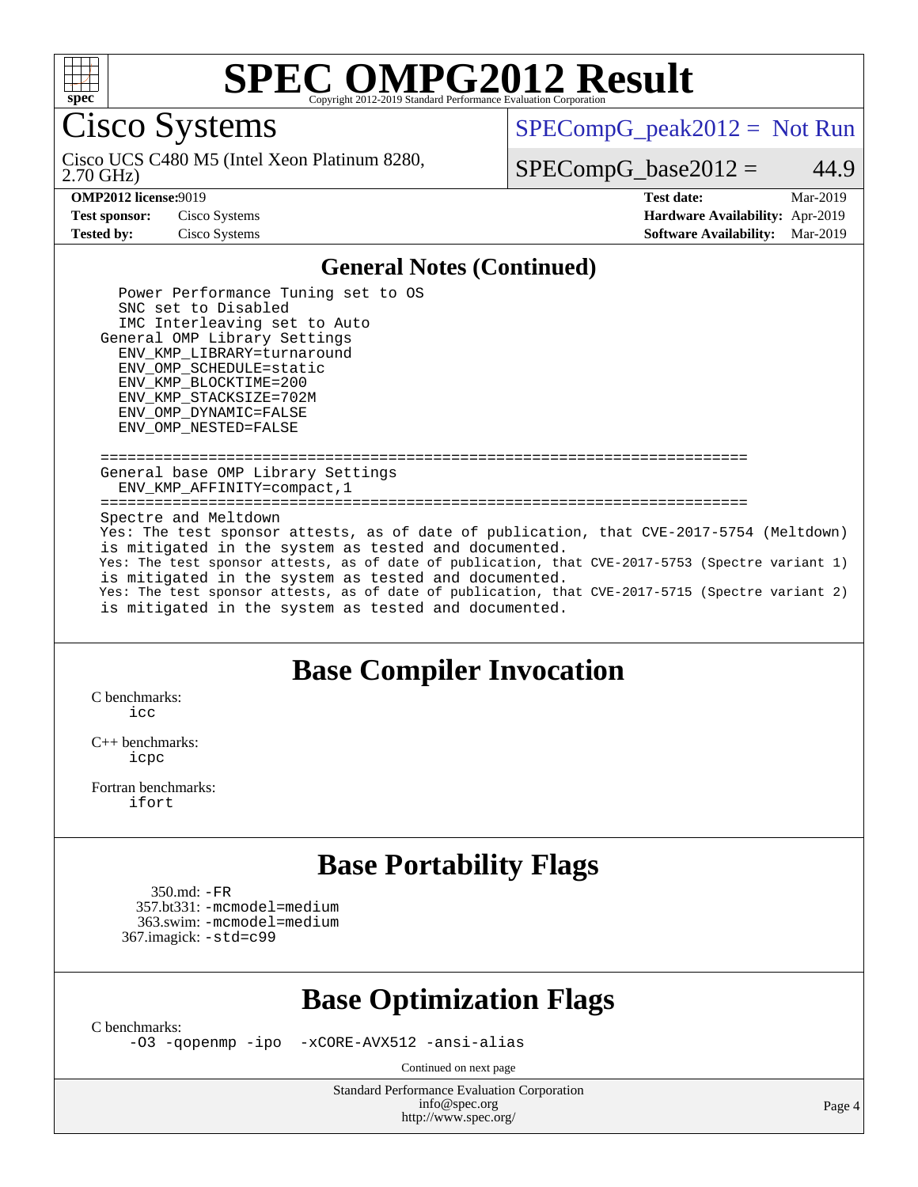## General Notes (Continued)

```
   Power Performance Tuning set to OS
   SNC set to Disabled
   IMC Interleaving set to Auto
 General OMP Library Settings
   ENV_KMP_LIBRARY=turnaround
   ENV_OMP_SCHEDULE=static
   ENV_KMP_BLOCKTIME=200
   ENV_KMP_STACKSIZE=702M
   ENV_OMP_DYNAMIC=FALSE
   ENV_OMP_NESTED=FALSE

 ========================================================================
 General base OMP Library Settings
   ENV_KMP_AFFINITY=compact,1
 ========================================================================
 Spectre and Meltdown
 Yes: The test sponsor attests, as of date of publication, that CVE-2017-5754 (Meltdown)
 is mitigated in the system as tested and documented.
 Yes: The test sponsor attests, as of date of publication, that CVE-2017-5753 (Spectre variant 1)
 is mitigated in the system as tested and documented.
 Yes: The test sponsor attests, as of date of publication, that CVE-2017-5715 (Spectre variant 2)
 is mitigated in the system as tested and documented.
```

## Base Compiler Invocation

C benchmarks:
 icc

C++ benchmarks:
 icpc

Fortran benchmarks:
 ifort

## Base Portability Flags

350.md: -FR
357.bt331: -mcmodel=medium
363.swim: -mcmodel=medium
367.imagick: -std=c99

## Base Optimization Flags

C benchmarks:
 -O3 -qopenmp -ipo -xCORE-AVX512 -ansi-alias

Continued on next page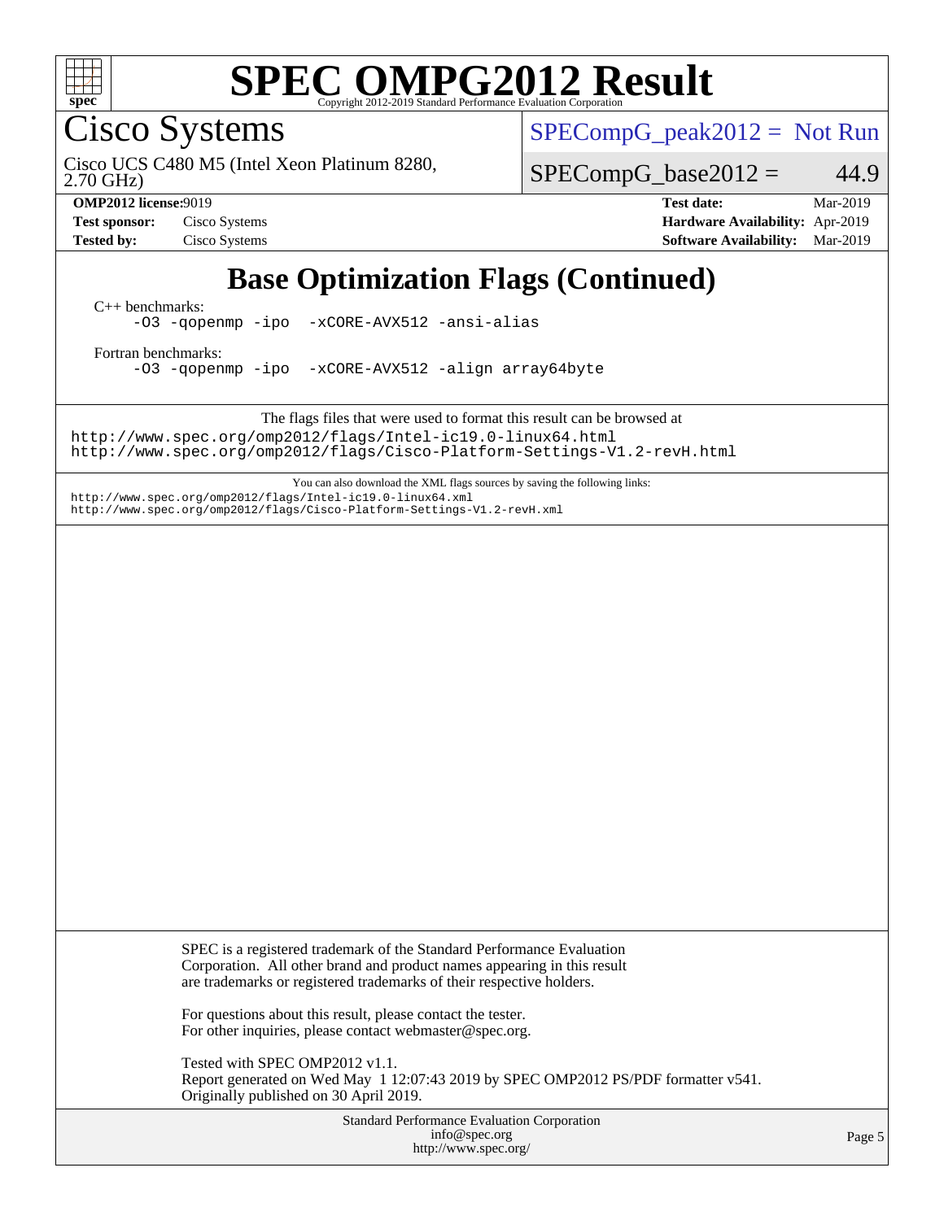# Base Optimization Flags (Continued)

C++ benchmarks:

```
-O3 -qopenmp -ipo -xCORE-AVX512 -ansi-alias
```

Fortran benchmarks:

```
-O3 -qopenmp -ipo -xCORE-AVX512 -align array64byte
```

The flags files that were used to format this result can be browsed at

http://www.spec.org/omp2012/flags/Intel-ic19.0-linux64.html
http://www.spec.org/omp2012/flags/Cisco-Platform-Settings-V1.2-revH.html

You can also download the XML flags sources by saving the following links:

http://www.spec.org/omp2012/flags/Intel-ic19.0-linux64.xml
http://www.spec.org/omp2012/flags/Cisco-Platform-Settings-V1.2-revH.xml

SPEC is a registered trademark of the Standard Performance Evaluation Corporation. All other brand and product names appearing in this result are trademarks or registered trademarks of their respective holders.

For questions about this result, please contact the tester.
For other inquiries, please contact webmaster@spec.org.

Tested with SPEC OMP2012 v1.1.
Report generated on Wed May 1 12:07:43 2019 by SPEC OMP2012 PS/PDF formatter v541.
Originally published on 30 April 2019.